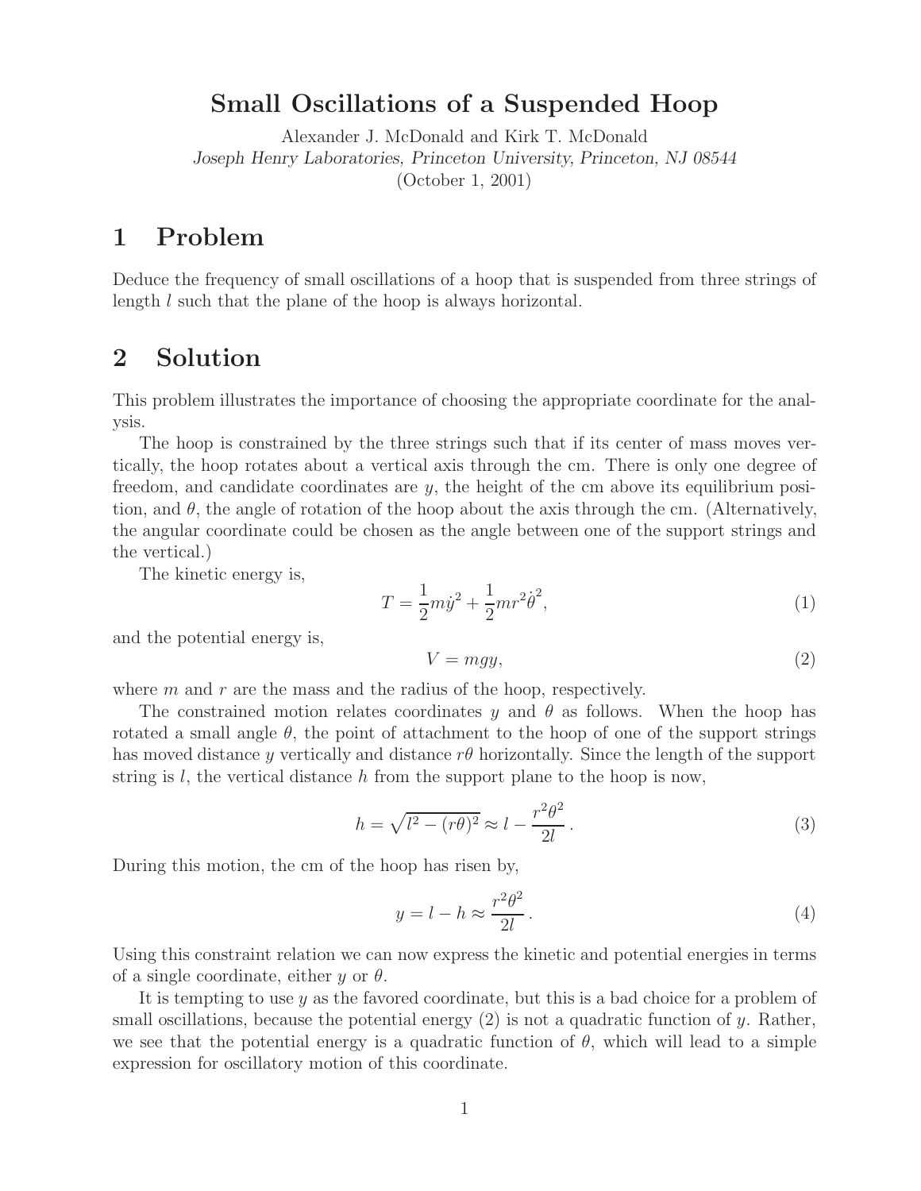# Small Oscillations of a Suspended Hoop

Alexander J. McDonald and Kirk T. McDonald

*Joseph Henry Laboratories, Princeton University, Princeton, NJ 08544*

(October 1, 2001)

## 1 Problem

Deduce the frequency of small oscillations of a hoop that is suspended from three strings of length $l$ such that the plane of the hoop is always horizontal.

## 2 Solution

This problem illustrates the importance of choosing the appropriate coordinate for the analysis.

The hoop is constrained by the three strings such that if its center of mass moves vertically, the hoop rotates about a vertical axis through the cm. There is only one degree of freedom, and candidate coordinates are $y$, the height of the cm above its equilibrium position, and $\theta$, the angle of rotation of the hoop about the axis through the cm. (Alternatively, the angular coordinate could be chosen as the angle between one of the support strings and the vertical.)

The kinetic energy is,

$$T = \frac{1}{2}m\dot{y}^2 + \frac{1}{2}mr^2\dot{\theta}^2, \tag{1}$$

and the potential energy is,

$$V = mgy, \tag{2}$$

where $m$ and $r$ are the mass and the radius of the hoop, respectively.

The constrained motion relates coordinates $y$ and $\theta$ as follows. When the hoop has rotated a small angle $\theta$, the point of attachment to the hoop of one of the support strings has moved distance $y$ vertically and distance $r\theta$ horizontally. Since the length of the support string is $l$, the vertical distance $h$ from the support plane to the hoop is now,

$$h = \sqrt{l^2 - (r\theta)^2} \approx l - \frac{r^2\theta^2}{2l}\,. \tag{3}$$

During this motion, the cm of the hoop has risen by,

$$y = l - h \approx \frac{r^2\theta^2}{2l}\,. \tag{4}$$

Using this constraint relation we can now express the kinetic and potential energies in terms of a single coordinate, either $y$ or $\theta$.

It is tempting to use $y$ as the favored coordinate, but this is a bad choice for a problem of small oscillations, because the potential energy (2) is not a quadratic function of $y$. Rather, we see that the potential energy is a quadratic function of $\theta$, which will lead to a simple expression for oscillatory motion of this coordinate.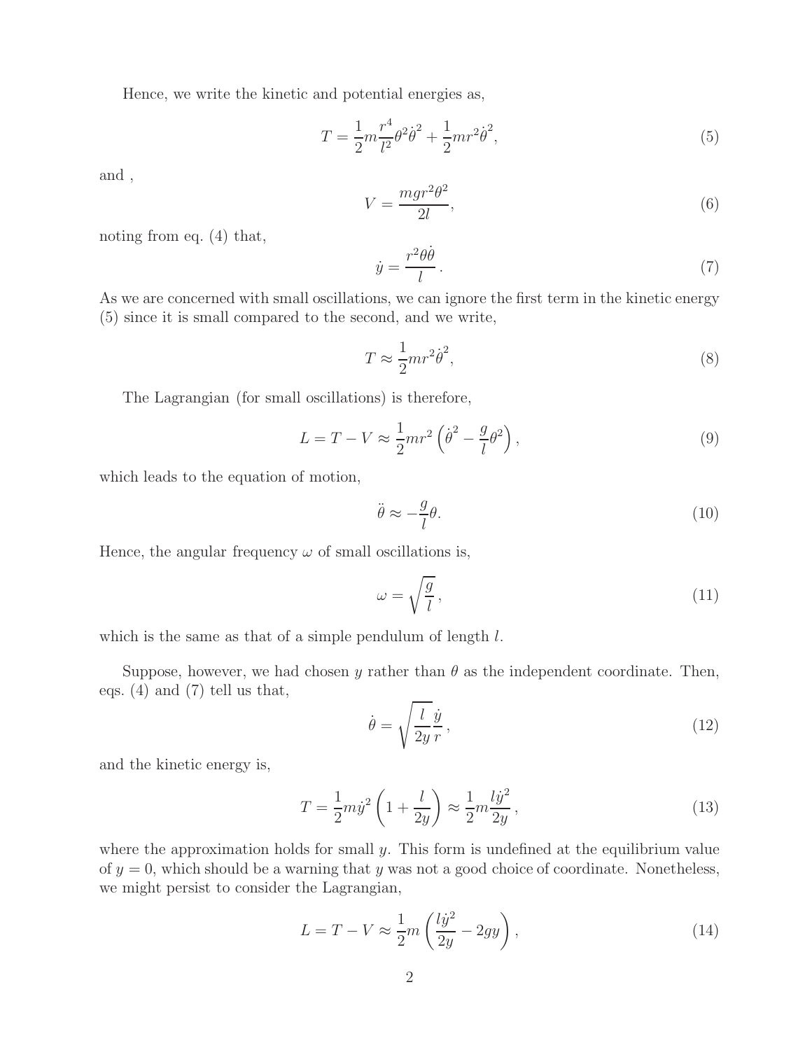Hence, we write the kinetic and potential energies as,

$$T = \frac{1}{2} m \frac{r^4}{l^2} \theta^2 \dot{\theta}^2 + \frac{1}{2} m r^2 \dot{\theta}^2, \tag{5}$$

and ,

$$V = \frac{mgr^2\theta^2}{2l}, \tag{6}$$

noting from eq. (4) that,

$$\dot{y} = \frac{r^2 \theta \dot{\theta}}{l}. \tag{7}$$

As we are concerned with small oscillations, we can ignore the first term in the kinetic energy (5) since it is small compared to the second, and we write,

$$T \approx \frac{1}{2} m r^2 \dot{\theta}^2, \tag{8}$$

The Lagrangian (for small oscillations) is therefore,

$$L = T - V \approx \frac{1}{2} m r^2 \left( \dot{\theta}^2 - \frac{g}{l} \theta^2 \right), \tag{9}$$

which leads to the equation of motion,

$$\ddot{\theta} \approx -\frac{g}{l} \theta. \tag{10}$$

Hence, the angular frequency $\omega$ of small oscillations is,

$$\omega = \sqrt{\frac{g}{l}}, \tag{11}$$

which is the same as that of a simple pendulum of length $l$.

Suppose, however, we had chosen $y$ rather than $\theta$ as the independent coordinate. Then, eqs. (4) and (7) tell us that,

$$\dot{\theta} = \sqrt{\frac{l}{2y}} \frac{\dot{y}}{r}, \tag{12}$$

and the kinetic energy is,

$$T = \frac{1}{2} m \dot{y}^2 \left( 1 + \frac{l}{2y} \right) \approx \frac{1}{2} m \frac{l \dot{y}^2}{2y}, \tag{13}$$

where the approximation holds for small $y$. This form is undefined at the equilibrium value of $y = 0$, which should be a warning that $y$ was not a good choice of coordinate. Nonetheless, we might persist to consider the Lagrangian,

$$L = T - V \approx \frac{1}{2} m \left( \frac{l \dot{y}^2}{2y} - 2gy \right), \tag{14}$$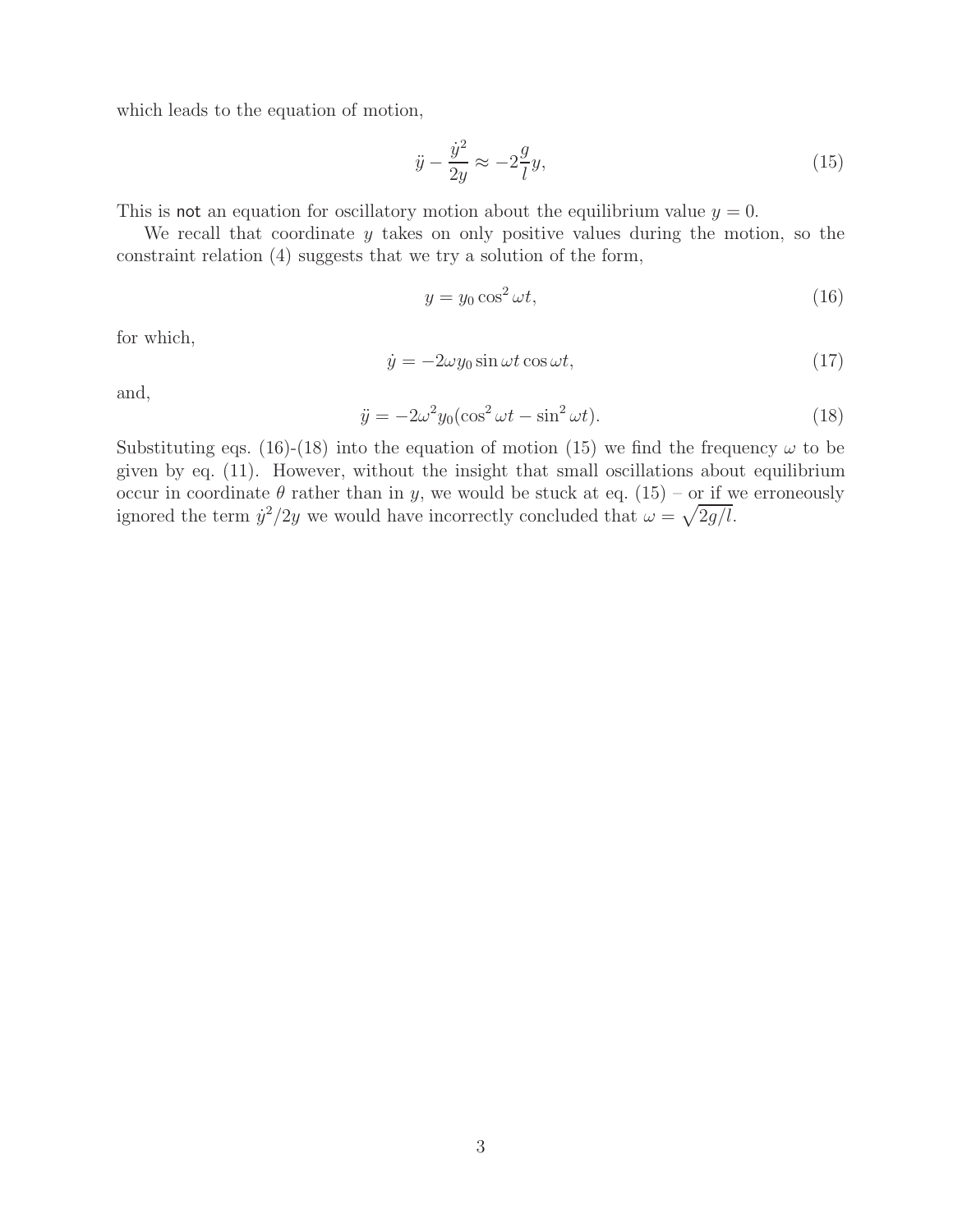which leads to the equation of motion,

$$\ddot{y} - \frac{\dot{y}^2}{2y} \approx -2\frac{g}{l}y, \tag{15}$$

This is not an equation for oscillatory motion about the equilibrium value $y = 0$.

We recall that coordinate $y$ takes on only positive values during the motion, so the constraint relation (4) suggests that we try a solution of the form,

$$y = y_0 \cos^2 \omega t, \tag{16}$$

for which,

$$\dot{y} = -2\omega y_0 \sin \omega t \cos \omega t, \tag{17}$$

and,

$$\ddot{y} = -2\omega^2 y_0 (\cos^2 \omega t - \sin^2 \omega t). \tag{18}$$

Substituting eqs. (16)-(18) into the equation of motion (15) we find the frequency $\omega$ to be given by eq. (11). However, without the insight that small oscillations about equilibrium occur in coordinate $\theta$ rather than in $y$, we would be stuck at eq. (15) – or if we erroneously ignored the term $\dot{y}^2/2y$ we would have incorrectly concluded that $\omega = \sqrt{2g/l}$.